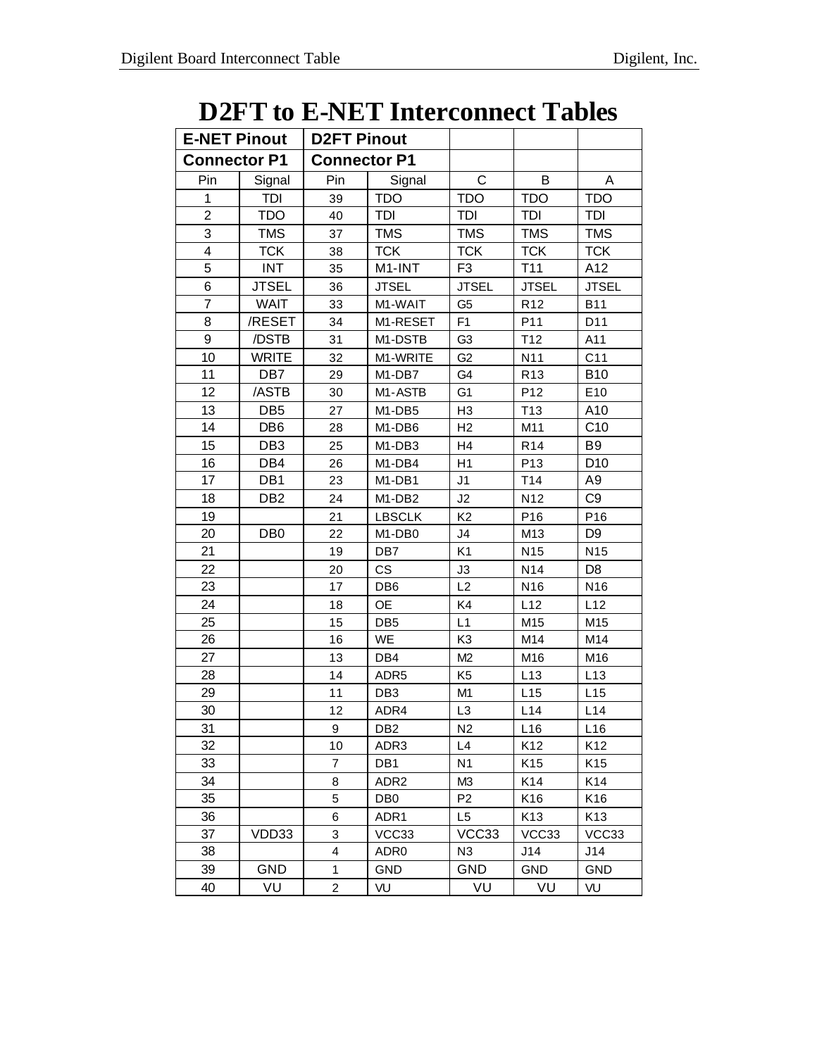# D2FT to E-NET Interconnect Tables

| E-NET Pinout | | D2FT Pinout | | | | |
|---|---|---|---|---|---|---|
| Connector P1 | | Connector P1 | | | | |
| Pin | Signal | Pin | Signal | C | B | A |
| 1 | TDI | 39 | TDO | TDO | TDO | TDO |
| 2 | TDO | 40 | TDI | TDI | TDI | TDI |
| 3 | TMS | 37 | TMS | TMS | TMS | TMS |
| 4 | TCK | 38 | TCK | TCK | TCK | TCK |
| 5 | INT | 35 | M1-INT | F3 | T11 | A12 |
| 6 | JTSEL | 36 | JTSEL | JTSEL | JTSEL | JTSEL |
| 7 | WAIT | 33 | M1-WAIT | G5 | R12 | B11 |
| 8 | /RESET | 34 | M1-RESET | F1 | P11 | D11 |
| 9 | /DSTB | 31 | M1-DSTB | G3 | T12 | A11 |
| 10 | WRITE | 32 | M1-WRITE | G2 | N11 | C11 |
| 11 | DB7 | 29 | M1-DB7 | G4 | R13 | B10 |
| 12 | /ASTB | 30 | M1-ASTB | G1 | P12 | E10 |
| 13 | DB5 | 27 | M1-DB5 | H3 | T13 | A10 |
| 14 | DB6 | 28 | M1-DB6 | H2 | M11 | C10 |
| 15 | DB3 | 25 | M1-DB3 | H4 | R14 | B9 |
| 16 | DB4 | 26 | M1-DB4 | H1 | P13 | D10 |
| 17 | DB1 | 23 | M1-DB1 | J1 | T14 | A9 |
| 18 | DB2 | 24 | M1-DB2 | J2 | N12 | C9 |
| 19 | | 21 | LBSCLK | K2 | P16 | P16 |
| 20 | DB0 | 22 | M1-DB0 | J4 | M13 | D9 |
| 21 | | 19 | DB7 | K1 | N15 | N15 |
| 22 | | 20 | CS | J3 | N14 | D8 |
| 23 | | 17 | DB6 | L2 | N16 | N16 |
| 24 | | 18 | OE | K4 | L12 | L12 |
| 25 | | 15 | DB5 | L1 | M15 | M15 |
| 26 | | 16 | WE | K3 | M14 | M14 |
| 27 | | 13 | DB4 | M2 | M16 | M16 |
| 28 | | 14 | ADR5 | K5 | L13 | L13 |
| 29 | | 11 | DB3 | M1 | L15 | L15 |
| 30 | | 12 | ADR4 | L3 | L14 | L14 |
| 31 | | 9 | DB2 | N2 | L16 | L16 |
| 32 | | 10 | ADR3 | L4 | K12 | K12 |
| 33 | | 7 | DB1 | N1 | K15 | K15 |
| 34 | | 8 | ADR2 | M3 | K14 | K14 |
| 35 | | 5 | DB0 | P2 | K16 | K16 |
| 36 | | 6 | ADR1 | L5 | K13 | K13 |
| 37 | VDD33 | 3 | VCC33 | VCC33 | VCC33 | VCC33 |
| 38 | | 4 | ADR0 | N3 | J14 | J14 |
| 39 | GND | 1 | GND | GND | GND | GND |
| 40 | VU | 2 | VU | VU | VU | VU |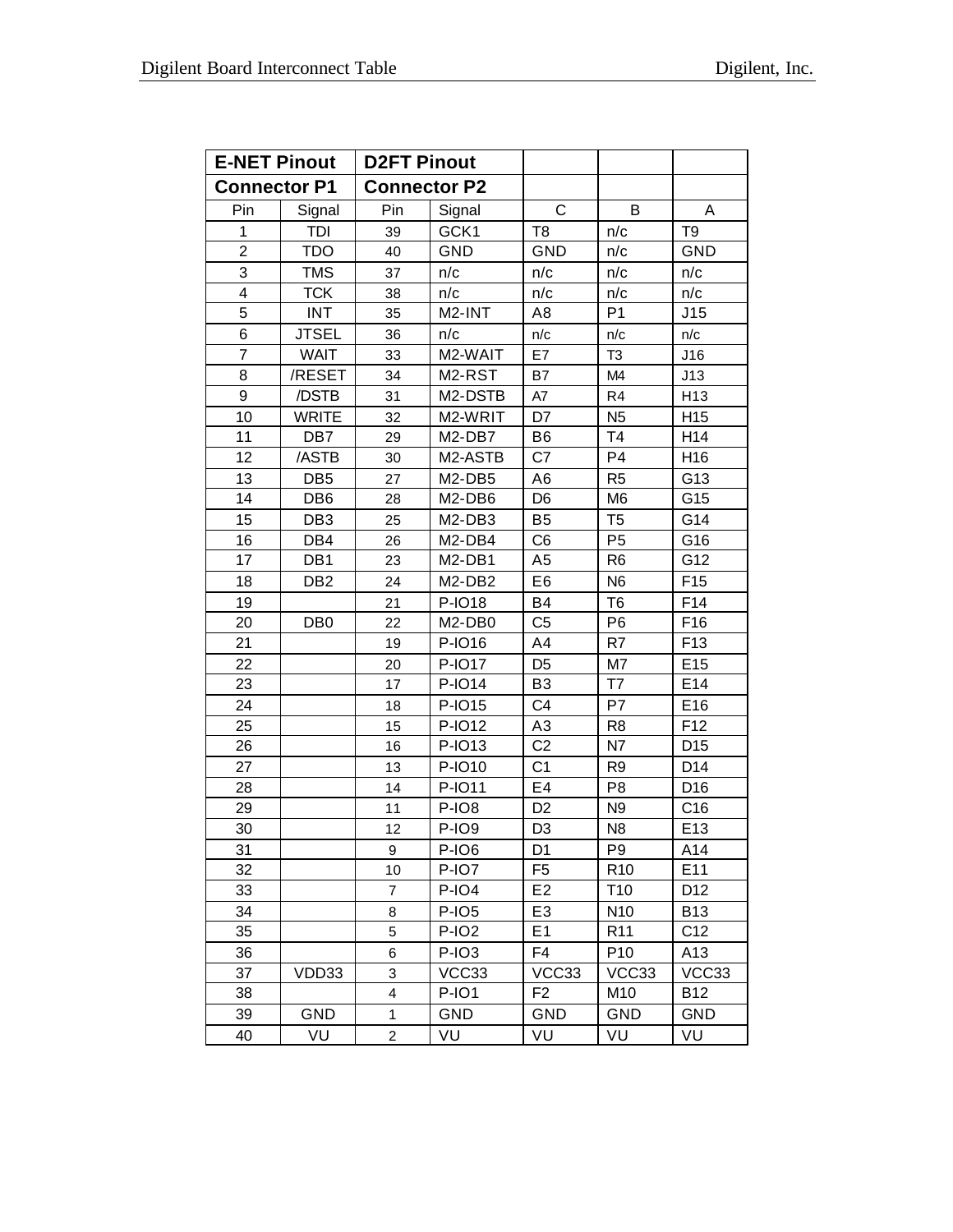| E-NET Pinout | | D2FT Pinout | | | | |
|---|---|---|---|---|---|---|
| Connector P1 | | Connector P2 | | | | |
| Pin | Signal | Pin | Signal | C | B | A |
| 1 | TDI | 39 | GCK1 | T8 | n/c | T9 |
| 2 | TDO | 40 | GND | GND | n/c | GND |
| 3 | TMS | 37 | n/c | n/c | n/c | n/c |
| 4 | TCK | 38 | n/c | n/c | n/c | n/c |
| 5 | INT | 35 | M2-INT | A8 | P1 | J15 |
| 6 | JTSEL | 36 | n/c | n/c | n/c | n/c |
| 7 | WAIT | 33 | M2-WAIT | E7 | T3 | J16 |
| 8 | /RESET | 34 | M2-RST | B7 | M4 | J13 |
| 9 | /DSTB | 31 | M2-DSTB | A7 | R4 | H13 |
| 10 | WRITE | 32 | M2-WRIT | D7 | N5 | H15 |
| 11 | DB7 | 29 | M2-DB7 | B6 | T4 | H14 |
| 12 | /ASTB | 30 | M2-ASTB | C7 | P4 | H16 |
| 13 | DB5 | 27 | M2-DB5 | A6 | R5 | G13 |
| 14 | DB6 | 28 | M2-DB6 | D6 | M6 | G15 |
| 15 | DB3 | 25 | M2-DB3 | B5 | T5 | G14 |
| 16 | DB4 | 26 | M2-DB4 | C6 | P5 | G16 |
| 17 | DB1 | 23 | M2-DB1 | A5 | R6 | G12 |
| 18 | DB2 | 24 | M2-DB2 | E6 | N6 | F15 |
| 19 | | 21 | P-IO18 | B4 | T6 | F14 |
| 20 | DB0 | 22 | M2-DB0 | C5 | P6 | F16 |
| 21 | | 19 | P-IO16 | A4 | R7 | F13 |
| 22 | | 20 | P-IO17 | D5 | M7 | E15 |
| 23 | | 17 | P-IO14 | B3 | T7 | E14 |
| 24 | | 18 | P-IO15 | C4 | P7 | E16 |
| 25 | | 15 | P-IO12 | A3 | R8 | F12 |
| 26 | | 16 | P-IO13 | C2 | N7 | D15 |
| 27 | | 13 | P-IO10 | C1 | R9 | D14 |
| 28 | | 14 | P-IO11 | E4 | P8 | D16 |
| 29 | | 11 | P-IO8 | D2 | N9 | C16 |
| 30 | | 12 | P-IO9 | D3 | N8 | E13 |
| 31 | | 9 | P-IO6 | D1 | P9 | A14 |
| 32 | | 10 | P-IO7 | F5 | R10 | E11 |
| 33 | | 7 | P-IO4 | E2 | T10 | D12 |
| 34 | | 8 | P-IO5 | E3 | N10 | B13 |
| 35 | | 5 | P-IO2 | E1 | R11 | C12 |
| 36 | | 6 | P-IO3 | F4 | P10 | A13 |
| 37 | VDD33 | 3 | VCC33 | VCC33 | VCC33 | VCC33 |
| 38 | | 4 | P-IO1 | F2 | M10 | B12 |
| 39 | GND | 1 | GND | GND | GND | GND |
| 40 | VU | 2 | VU | VU | VU | VU |